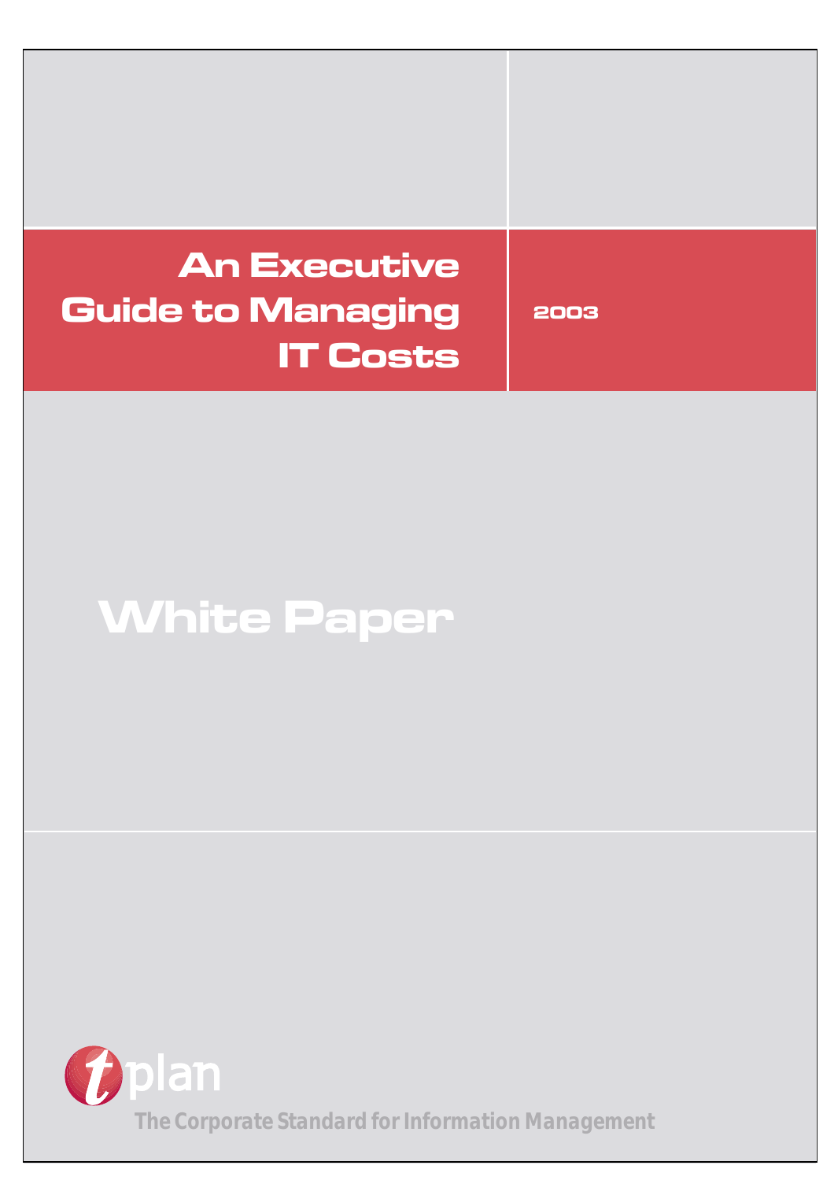# An Executive Guide to Managing IT Costs

2003

## White Paper

tplan

The Corporate Standard for Information Management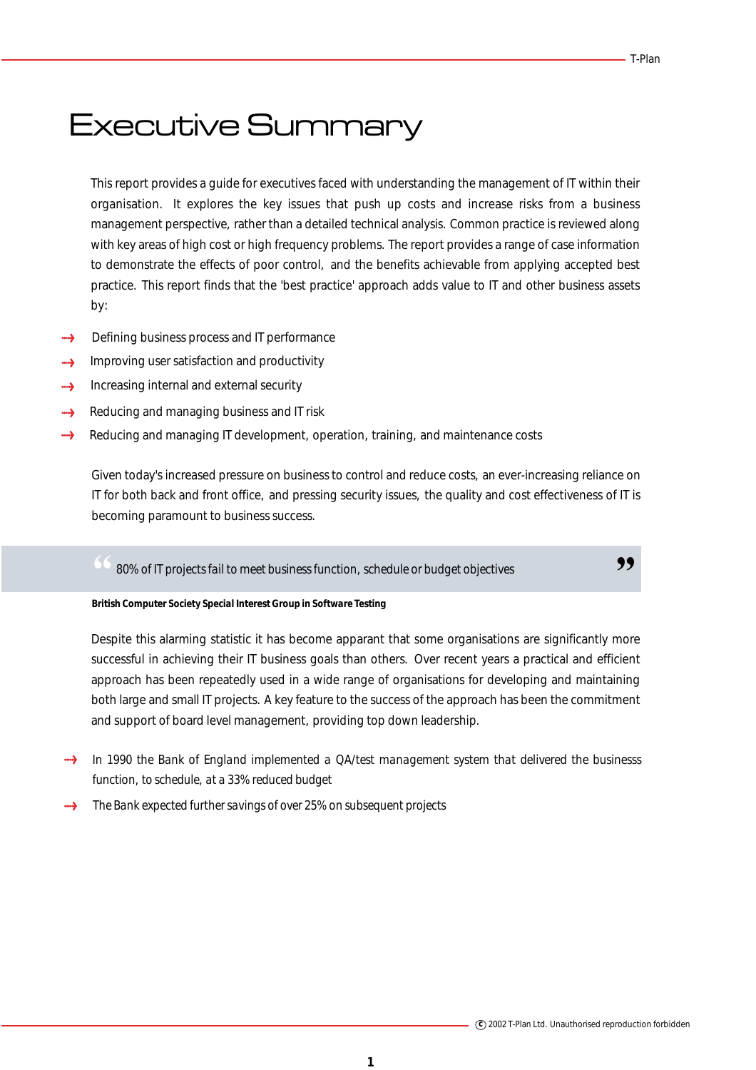# Executive Summary

This report provides a guide for executives faced with understanding the management of IT within their organisation. It explores the key issues that push up costs and increase risks from a business management perspective, rather than a detailed technical analysis. Common practice is reviewed along with key areas of high cost or high frequency problems. The report provides a range of case information to demonstrate the effects of poor control, and the benefits achievable from applying accepted best practice. This report finds that the 'best practice' approach adds value to IT and other business assets by:

- Defining business process and IT performance
- Improving user satisfaction and productivity
- Increasing internal and external security
- Reducing and managing business and IT risk
- Reducing and managing IT development, operation, training, and maintenance costs

Given today's increased pressure on business to control and reduce costs, an ever-increasing reliance on IT for both back and front office, and pressing security issues, the quality and cost effectiveness of IT is becoming paramount to business success.

> "80% of IT projects fail to meet business function, schedule or budget objectives"

**British Computer Society Special Interest Group in Software Testing**

Despite this alarming statistic it has become apparant that some organisations are significantly more successful in achieving their IT business goals than others. Over recent years a practical and efficient approach has been repeatedly used in a wide range of organisations for developing and maintaining both large and small IT projects. A key feature to the success of the approach has been the commitment and support of board level management, providing top down leadership.

- In 1990 the Bank of England implemented a QA/test management system that delivered the businesss function, to schedule, at a 33% reduced budget
- The Bank expected further savings of over 25% on subsequent projects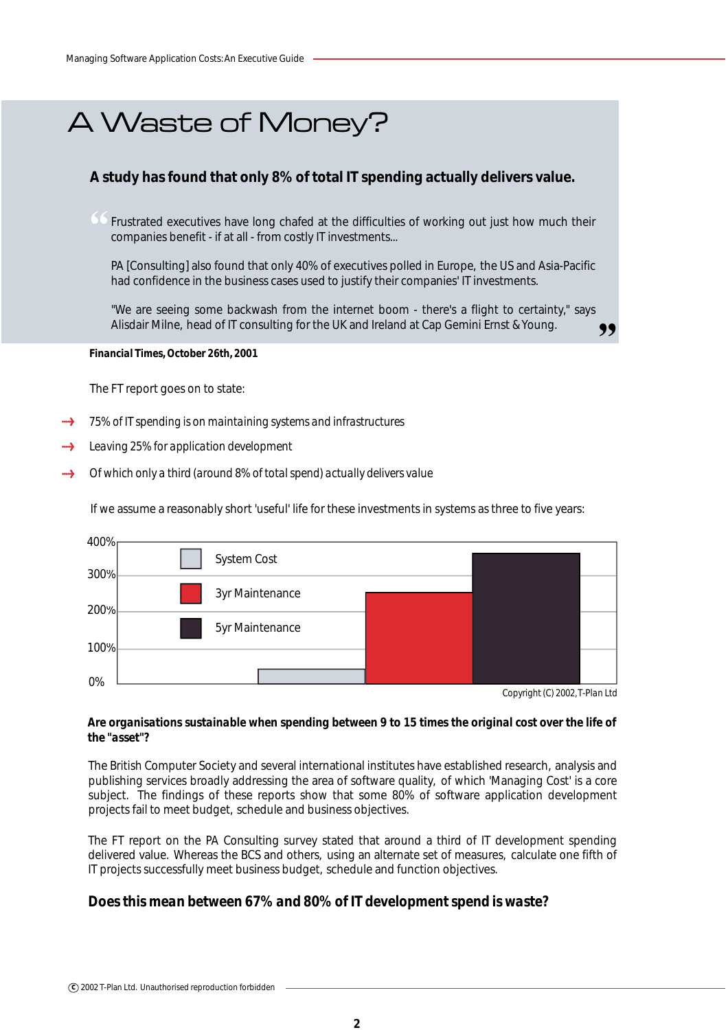# A Waste of Money?

**A study has found that only 8% of total IT spending actually delivers value.**

> Frustrated executives have long chafed at the difficulties of working out just how much their companies benefit - if at all - from costly IT investments...
>
> PA [Consulting] also found that only 40% of executives polled in Europe, the US and Asia-Pacific had confidence in the business cases used to justify their companies' IT investments.
>
> "We are seeing some backwash from the internet boom - there's a flight to certainty," says Alisdair Milne, head of IT consulting for the UK and Ireland at Cap Gemini Ernst & Young.

**Financial Times, October 26th, 2001**

The FT report goes on to state:

- 75% of IT spending is on maintaining systems and infrastructures
- Leaving 25% for application development
- Of which only a third (around 8% of total spend) actually delivers value

If we assume a reasonably short 'useful' life for these investments in systems as three to five years:

| | Cost |
|---|---|
| System Cost | ~40% |
| 3yr Maintenance | ~250% |
| 5yr Maintenance | ~370% |

Copyright (C) 2002, T-Plan Ltd

**Are organisations sustainable when spending between 9 to 15 times the original cost over the life of the "asset"?**

The British Computer Society and several international institutes have established research, analysis and publishing services broadly addressing the area of software quality, of which 'Managing Cost' is a core subject. The findings of these reports show that some 80% of software application development projects fail to meet budget, schedule and business objectives.

The FT report on the PA Consulting survey stated that around a third of IT development spending delivered value. Whereas the BCS and others, using an alternate set of measures, calculate one fifth of IT projects successfully meet business budget, schedule and function objectives.

**Does this mean between 67% and 80% of IT development spend is waste?**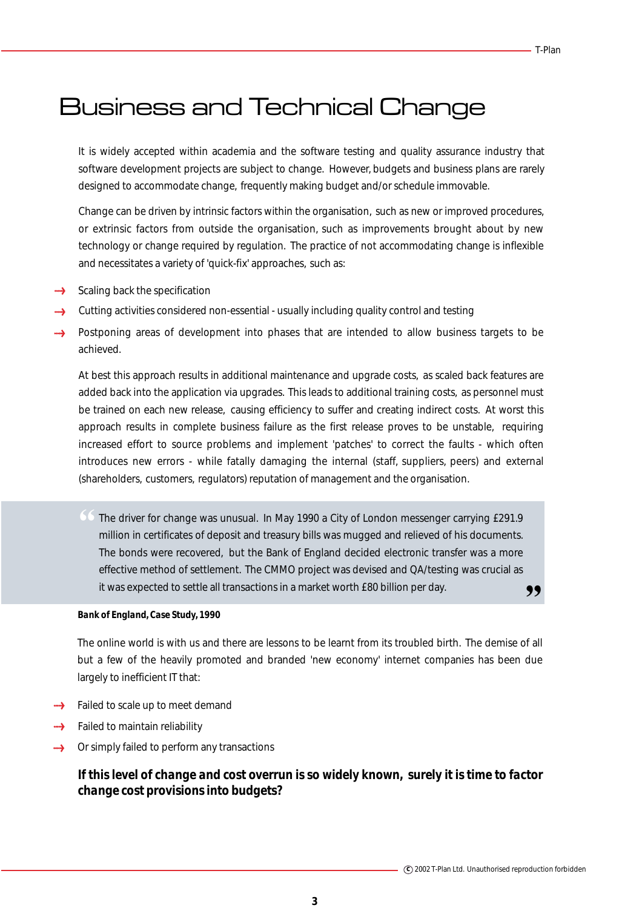# Business and Technical Change

It is widely accepted within academia and the software testing and quality assurance industry that software development projects are subject to change. However, budgets and business plans are rarely designed to accommodate change, frequently making budget and/or schedule immovable.

Change can be driven by intrinsic factors within the organisation, such as new or improved procedures, or extrinsic factors from outside the organisation, such as improvements brought about by new technology or change required by regulation. The practice of not accommodating change is inflexible and necessitates a variety of 'quick-fix' approaches, such as:

- Scaling back the specification
- Cutting activities considered non-essential - usually including quality control and testing
- Postponing areas of development into phases that are intended to allow business targets to be achieved.

At best this approach results in additional maintenance and upgrade costs, as scaled back features are added back into the application via upgrades. This leads to additional training costs, as personnel must be trained on each new release, causing efficiency to suffer and creating indirect costs. At worst this approach results in complete business failure as the first release proves to be unstable, requiring increased effort to source problems and implement 'patches' to correct the faults - which often introduces new errors - while fatally damaging the internal (staff, suppliers, peers) and external (shareholders, customers, regulators) reputation of management and the organisation.

> "The driver for change was unusual. In May 1990 a City of London messenger carrying £291.9 million in certificates of deposit and treasury bills was mugged and relieved of his documents. The bonds were recovered, but the Bank of England decided electronic transfer was a more effective method of settlement. The CMMO project was devised and QA/testing was crucial as it was expected to settle all transactions in a market worth £80 billion per day."

***Bank of England, Case Study, 1990***

The online world is with us and there are lessons to be learnt from its troubled birth. The demise of all but a few of the heavily promoted and branded 'new economy' internet companies has been due largely to inefficient IT that:

- Failed to scale up to meet demand
- Failed to maintain reliability
- Or simply failed to perform any transactions

**If this level of change and cost overrun is so widely known, surely it is time to factor change cost provisions into budgets?**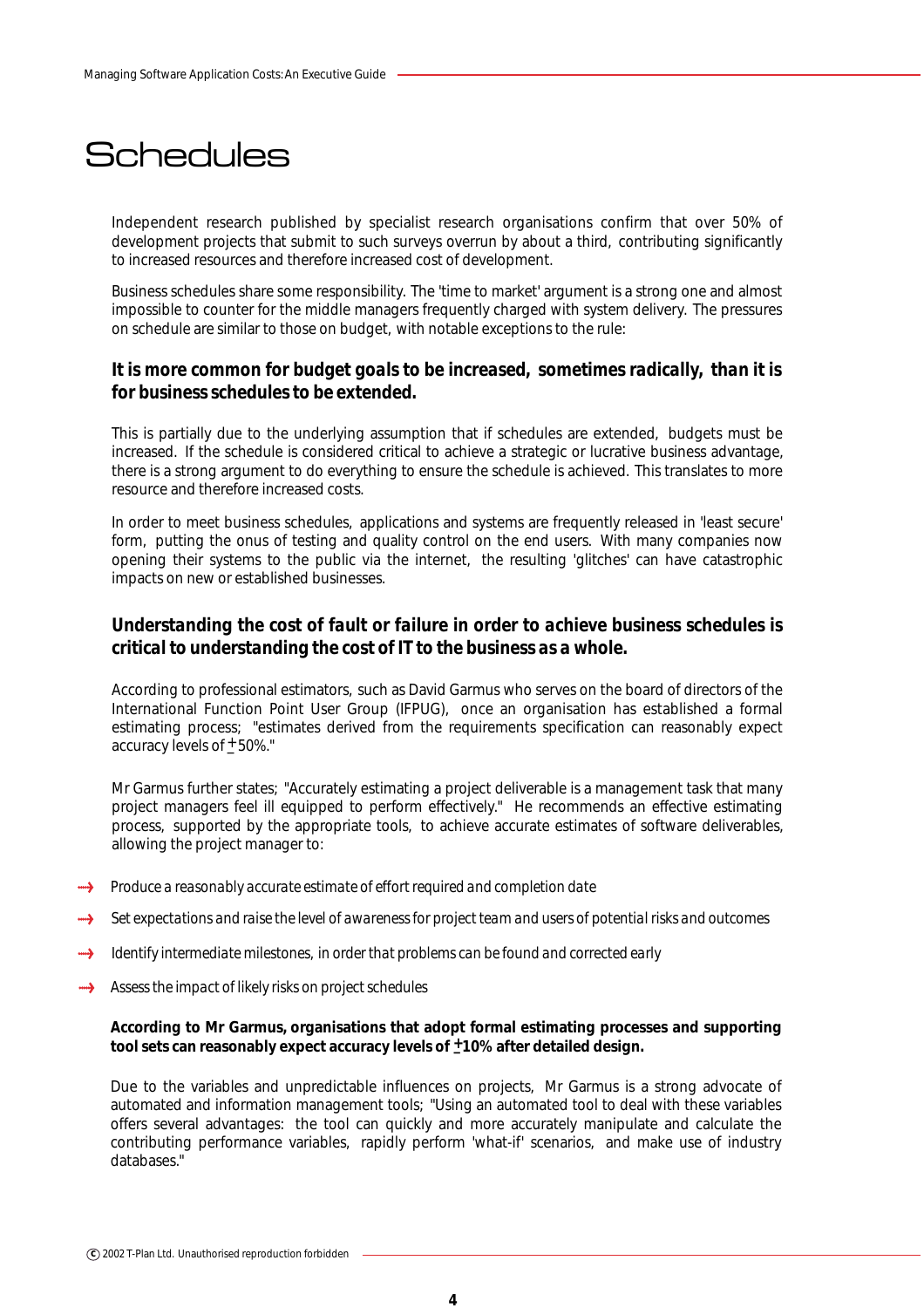# Schedules

Independent research published by specialist research organisations confirm that over 50% of development projects that submit to such surveys overrun by about a third, contributing significantly to increased resources and therefore increased cost of development.

Business schedules share some responsibility. The 'time to market' argument is a strong one and almost impossible to counter for the middle managers frequently charged with system delivery. The pressures on schedule are similar to those on budget, with notable exceptions to the rule:

**It is more common for budget goals to be increased, sometimes radically, than it is for business schedules to be extended.**

This is partially due to the underlying assumption that if schedules are extended, budgets must be increased. If the schedule is considered critical to achieve a strategic or lucrative business advantage, there is a strong argument to do everything to ensure the schedule is achieved. This translates to more resource and therefore increased costs.

In order to meet business schedules, applications and systems are frequently released in 'least secure' form, putting the onus of testing and quality control on the end users. With many companies now opening their systems to the public via the internet, the resulting 'glitches' can have catastrophic impacts on new or established businesses.

**Understanding the cost of fault or failure in order to achieve business schedules is critical to understanding the cost of IT to the business as a whole.**

According to professional estimators, such as David Garmus who serves on the board of directors of the International Function Point User Group (IFPUG), once an organisation has established a formal estimating process; "estimates derived from the requirements specification can reasonably expect accuracy levels of $\pm$50%."

Mr Garmus further states; "Accurately estimating a project deliverable is a management task that many project managers feel ill equipped to perform effectively." He recommends an effective estimating process, supported by the appropriate tools, to achieve accurate estimates of software deliverables, allowing the project manager to:

- *Produce a reasonably accurate estimate of effort required and completion date*
- *Set expectations and raise the level of awareness for project team and users of potential risks and outcomes*
- *Identify intermediate milestones, in order that problems can be found and corrected early*
- *Assess the impact of likely risks on project schedules*

**According to Mr Garmus, organisations that adopt formal estimating processes and supporting tool sets can reasonably expect accuracy levels of $\pm$10% after detailed design.**

Due to the variables and unpredictable influences on projects, Mr Garmus is a strong advocate of automated and information management tools; "Using an automated tool to deal with these variables offers several advantages: the tool can quickly and more accurately manipulate and calculate the contributing performance variables, rapidly perform 'what-if' scenarios, and make use of industry databases."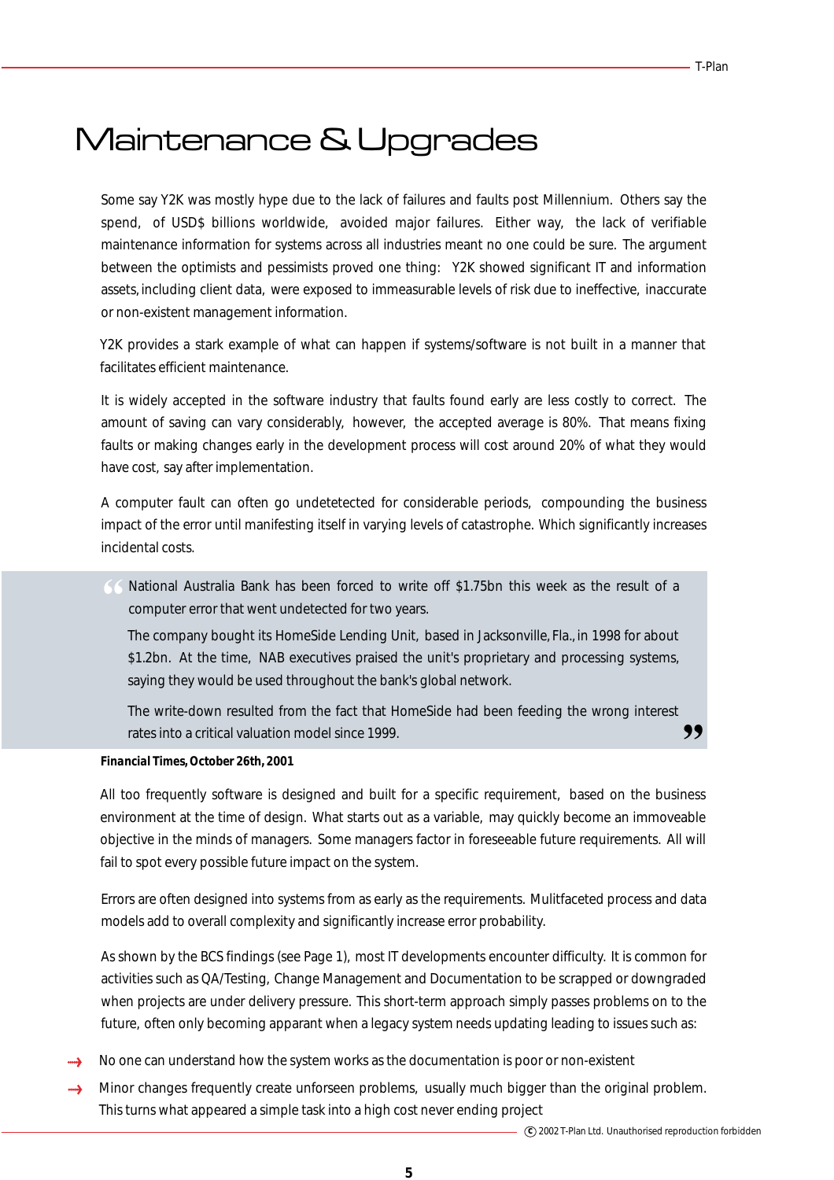# Maintenance & Upgrades

Some say Y2K was mostly hype due to the lack of failures and faults post Millennium. Others say the spend, of USD$ billions worldwide, avoided major failures. Either way, the lack of verifiable maintenance information for systems across all industries meant no one could be sure. The argument between the optimists and pessimists proved one thing: Y2K showed significant IT and information assets, including client data, were exposed to immeasurable levels of risk due to ineffective, inaccurate or non-existent management information.

Y2K provides a stark example of what can happen if systems/software is not built in a manner that facilitates efficient maintenance.

It is widely accepted in the software industry that faults found early are less costly to correct. The amount of saving can vary considerably, however, the accepted average is 80%. That means fixing faults or making changes early in the development process will cost around 20% of what they would have cost, say after implementation.

A computer fault can often go undetetected for considerable periods, compounding the business impact of the error until manifesting itself in varying levels of catastrophe. Which significantly increases incidental costs.

> "National Australia Bank has been forced to write off $1.75bn this week as the result of a computer error that went undetected for two years.
>
> The company bought its HomeSide Lending Unit, based in Jacksonville, Fla., in 1998 for about $1.2bn. At the time, NAB executives praised the unit's proprietary and processing systems, saying they would be used throughout the bank's global network.
>
> The write-down resulted from the fact that HomeSide had been feeding the wrong interest rates into a critical valuation model since 1999."

***Financial Times, October 26th, 2001***

All too frequently software is designed and built for a specific requirement, based on the business environment at the time of design. What starts out as a variable, may quickly become an immoveable objective in the minds of managers. Some managers factor in foreseeable future requirements. All will fail to spot every possible future impact on the system.

Errors are often designed into systems from as early as the requirements. Mulitfaceted process and data models add to overall complexity and significantly increase error probability.

As shown by the BCS findings (see Page 1), most IT developments encounter difficulty. It is common for activities such as QA/Testing, Change Management and Documentation to be scrapped or downgraded when projects are under delivery pressure. This short-term approach simply passes problems on to the future, often only becoming apparant when a legacy system needs updating leading to issues such as:

- No one can understand how the system works as the documentation is poor or non-existent
- Minor changes frequently create unforseen problems, usually much bigger than the original problem. This turns what appeared a simple task into a high cost never ending project

© 2002 T-Plan Ltd. Unauthorised reproduction forbidden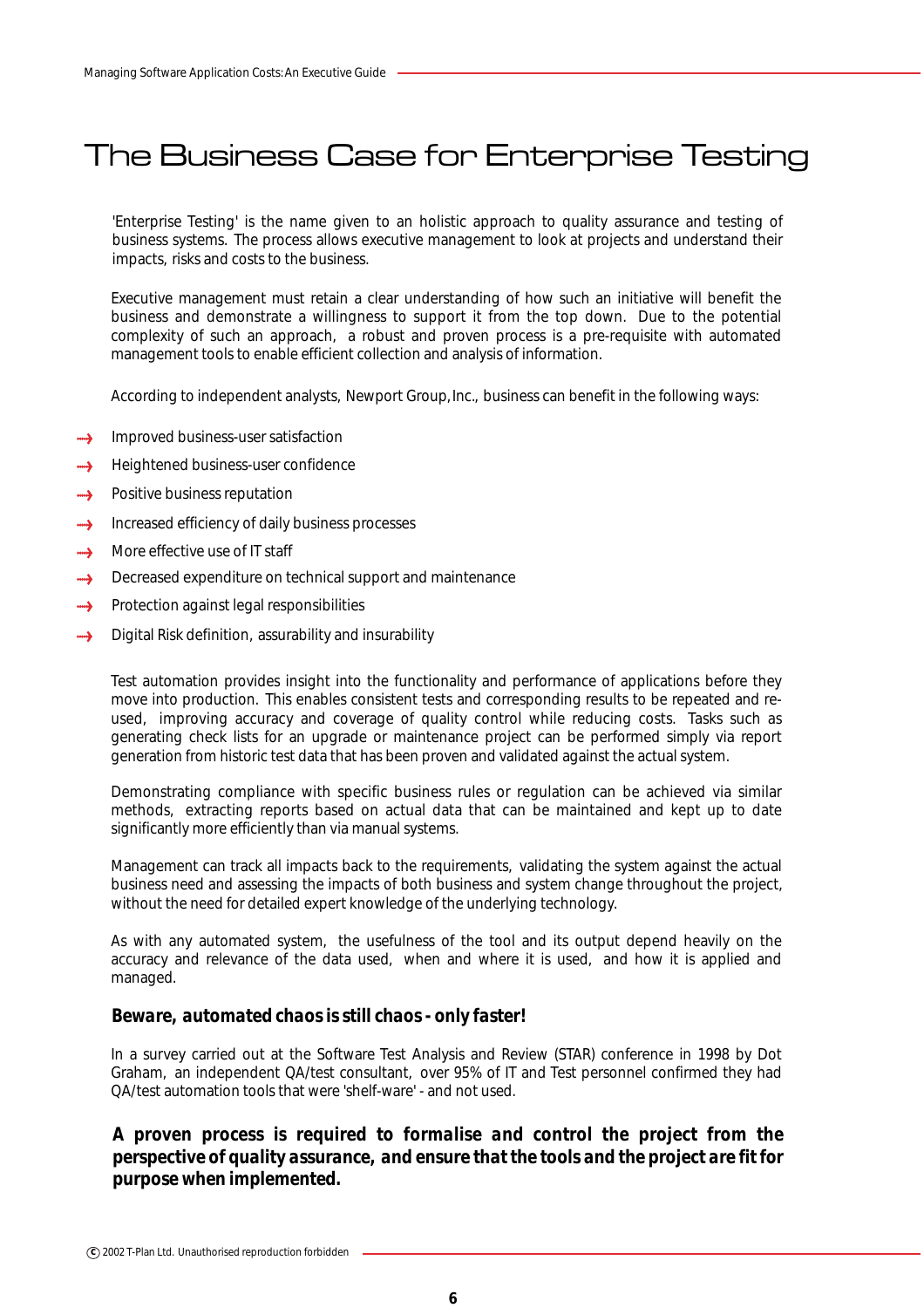# The Business Case for Enterprise Testing

'Enterprise Testing' is the name given to an holistic approach to quality assurance and testing of business systems. The process allows executive management to look at projects and understand their impacts, risks and costs to the business.

Executive management must retain a clear understanding of how such an initiative will benefit the business and demonstrate a willingness to support it from the top down. Due to the potential complexity of such an approach, a robust and proven process is a pre-requisite with automated management tools to enable efficient collection and analysis of information.

According to independent analysts, Newport Group, Inc., business can benefit in the following ways:

- Improved business-user satisfaction
- Heightened business-user confidence
- Positive business reputation
- Increased efficiency of daily business processes
- More effective use of IT staff
- Decreased expenditure on technical support and maintenance
- Protection against legal responsibilities
- Digital Risk definition, assurability and insurability

Test automation provides insight into the functionality and performance of applications before they move into production. This enables consistent tests and corresponding results to be repeated and re-used, improving accuracy and coverage of quality control while reducing costs. Tasks such as generating check lists for an upgrade or maintenance project can be performed simply via report generation from historic test data that has been proven and validated against the actual system.

Demonstrating compliance with specific business rules or regulation can be achieved via similar methods, extracting reports based on actual data that can be maintained and kept up to date significantly more efficiently than via manual systems.

Management can track all impacts back to the requirements, validating the system against the actual business need and assessing the impacts of both business and system change throughout the project, without the need for detailed expert knowledge of the underlying technology.

As with any automated system, the usefulness of the tool and its output depend heavily on the accuracy and relevance of the data used, when and where it is used, and how it is applied and managed.

***Beware, automated chaos is still chaos - only faster!***

In a survey carried out at the Software Test Analysis and Review (STAR) conference in 1998 by Dot Graham, an independent QA/test consultant, over 95% of IT and Test personnel confirmed they had QA/test automation tools that were 'shelf-ware' - and not used.

**A proven process is required to formalise and control the project from the perspective of quality assurance, and ensure that the tools and the project are fit for purpose when implemented.**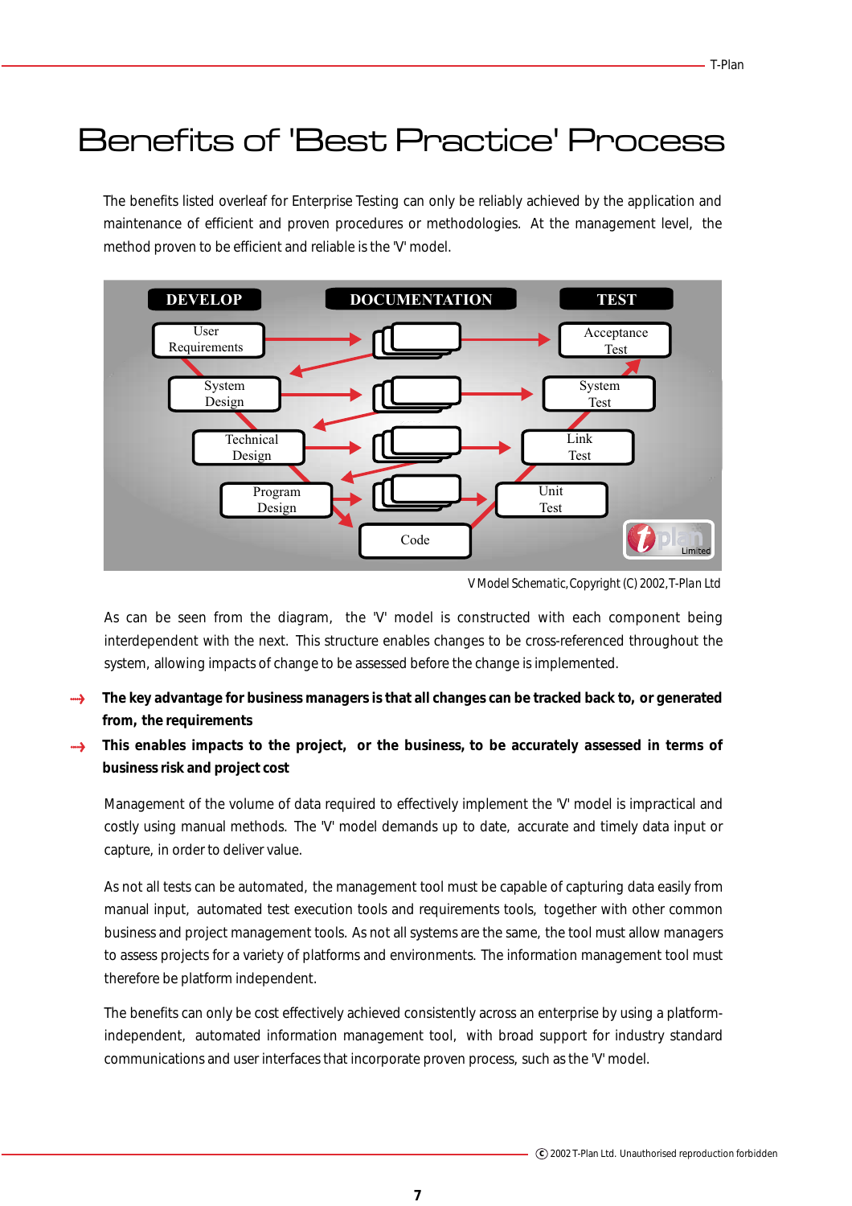# Benefits of 'Best Practice' Process

The benefits listed overleaf for Enterprise Testing can only be reliably achieved by the application and maintenance of efficient and proven procedures or methodologies. At the management level, the method proven to be efficient and reliable is the 'V' model.

V Model Schematic, Copyright (C) 2002, T-Plan Ltd

As can be seen from the diagram, the 'V' model is constructed with each component being interdependent with the next. This structure enables changes to be cross-referenced throughout the system, allowing impacts of change to be assessed before the change is implemented.

- **The key advantage for business managers is that all changes can be tracked back to, or generated from, the requirements**
- **This enables impacts to the project, or the business, to be accurately assessed in terms of business risk and project cost**

Management of the volume of data required to effectively implement the 'V' model is impractical and costly using manual methods. The 'V' model demands up to date, accurate and timely data input or capture, in order to deliver value.

As not all tests can be automated, the management tool must be capable of capturing data easily from manual input, automated test execution tools and requirements tools, together with other common business and project management tools. As not all systems are the same, the tool must allow managers to assess projects for a variety of platforms and environments. The information management tool must therefore be platform independent.

The benefits can only be cost effectively achieved consistently across an enterprise by using a platform-independent, automated information management tool, with broad support for industry standard communications and user interfaces that incorporate proven process, such as the 'V' model.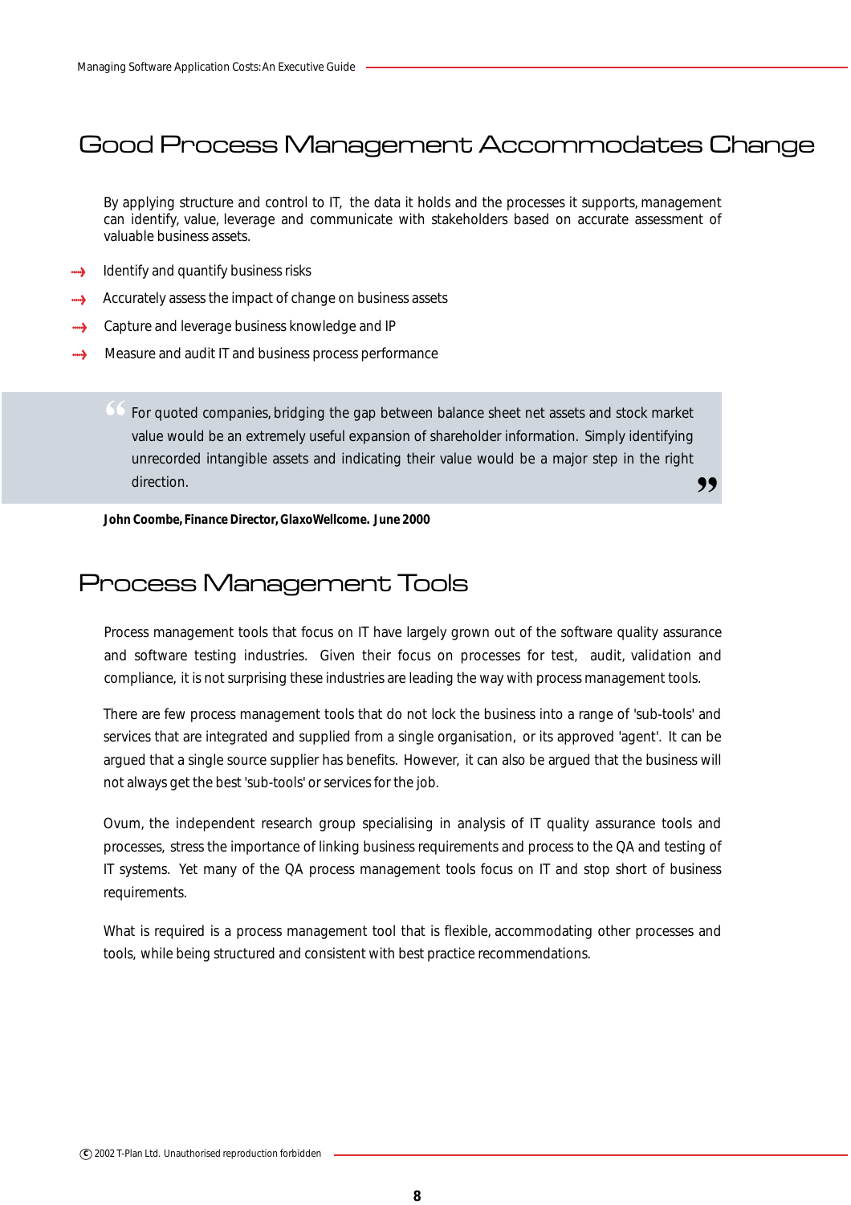# Good Process Management Accommodates Change

By applying structure and control to IT, the data it holds and the processes it supports, management can identify, value, leverage and communicate with stakeholders based on accurate assessment of valuable business assets.

- Identify and quantify business risks
- Accurately assess the impact of change on business assets
- Capture and leverage business knowledge and IP
- Measure and audit IT and business process performance

> "For quoted companies, bridging the gap between balance sheet net assets and stock market value would be an extremely useful expansion of shareholder information. Simply identifying unrecorded intangible assets and indicating their value would be a major step in the right direction."

**John Coombe, Finance Director, GlaxoWellcome. June 2000**

# Process Management Tools

Process management tools that focus on IT have largely grown out of the software quality assurance and software testing industries. Given their focus on processes for test, audit, validation and compliance, it is not surprising these industries are leading the way with process management tools.

There are few process management tools that do not lock the business into a range of 'sub-tools' and services that are integrated and supplied from a single organisation, or its approved 'agent'. It can be argued that a single source supplier has benefits. However, it can also be argued that the business will not always get the best 'sub-tools' or services for the job.

Ovum, the independent research group specialising in analysis of IT quality assurance tools and processes, stress the importance of linking business requirements and process to the QA and testing of IT systems. Yet many of the QA process management tools focus on IT and stop short of business requirements.

What is required is a process management tool that is flexible, accommodating other processes and tools, while being structured and consistent with best practice recommendations.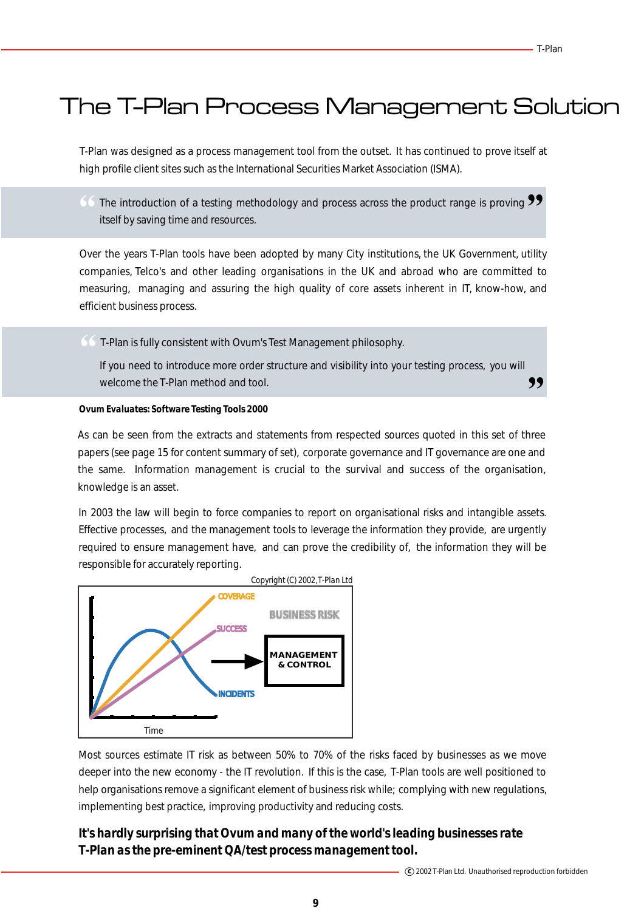# The T-Plan Process Management Solution

T-Plan was designed as a process management tool from the outset. It has continued to prove itself at high profile client sites such as the International Securities Market Association (ISMA).

> "The introduction of a testing methodology and process across the product range is proving itself by saving time and resources."

Over the years T-Plan tools have been adopted by many City institutions, the UK Government, utility companies, Telco's and other leading organisations in the UK and abroad who are committed to measuring, managing and assuring the high quality of core assets inherent in IT, know-how, and efficient business process.

> "T-Plan is fully consistent with Ovum's Test Management philosophy.
>
> If you need to introduce more order structure and visibility into your testing process, you will welcome the T-Plan method and tool."

**Ovum Evaluates: Software Testing Tools 2000**

As can be seen from the extracts and statements from respected sources quoted in this set of three papers (see page 15 for content summary of set), corporate governance and IT governance are one and the same. Information management is crucial to the survival and success of the organisation, knowledge is an asset.

In 2003 the law will begin to force companies to report on organisational risks and intangible assets. Effective processes, and the management tools to leverage the information they provide, are urgently required to ensure management have, and can prove the credibility of, the information they will be responsible for accurately reporting.

Copyright (C) 2002, T-Plan Ltd

COVERAGE
SUCCESS
INCIDENTS
Time
BUSINESS RISK
MANAGEMENT & CONTROL

Most sources estimate IT risk as between 50% to 70% of the risks faced by businesses as we move deeper into the new economy - the IT revolution. If this is the case, T-Plan tools are well positioned to help organisations remove a significant element of business risk while; complying with new regulations, implementing best practice, improving productivity and reducing costs.

**It's hardly surprising that Ovum and many of the world's leading businesses rate T-Plan as the pre-eminent QA/test process management tool.**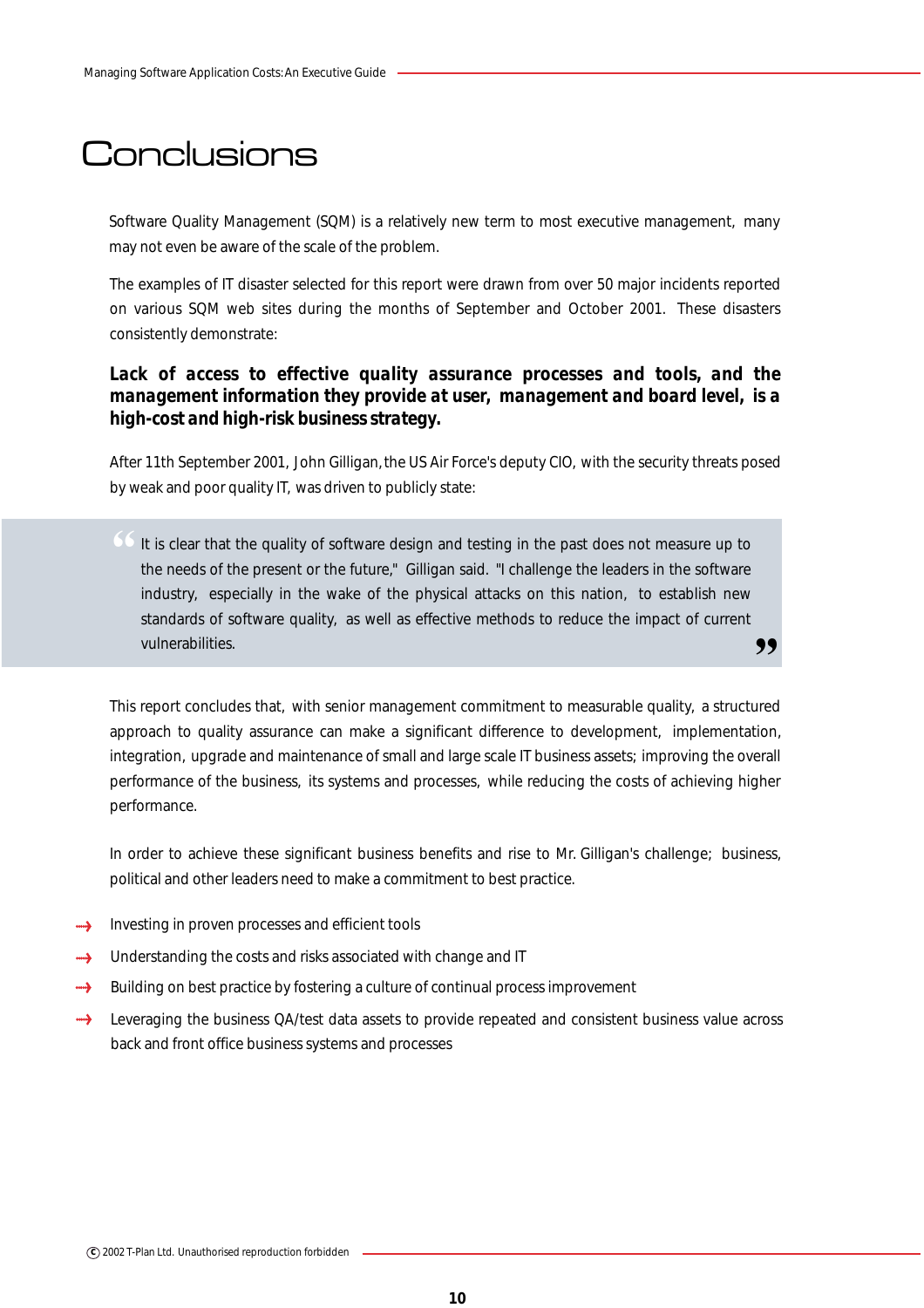# Conclusions

Software Quality Management (SQM) is a relatively new term to most executive management, many may not even be aware of the scale of the problem.

The examples of IT disaster selected for this report were drawn from over 50 major incidents reported on various SQM web sites during the months of September and October 2001. These disasters consistently demonstrate:

**Lack of access to effective quality assurance processes and tools, and the management information they provide at user, management and board level, is a high-cost and high-risk business strategy.**

After 11th September 2001, John Gilligan, the US Air Force's deputy CIO, with the security threats posed by weak and poor quality IT, was driven to publicly state:

> "It is clear that the quality of software design and testing in the past does not measure up to the needs of the present or the future," Gilligan said. "I challenge the leaders in the software industry, especially in the wake of the physical attacks on this nation, to establish new standards of software quality, as well as effective methods to reduce the impact of current vulnerabilities."

This report concludes that, with senior management commitment to measurable quality, a structured approach to quality assurance can make a significant difference to development, implementation, integration, upgrade and maintenance of small and large scale IT business assets; improving the overall performance of the business, its systems and processes, while reducing the costs of achieving higher performance.

In order to achieve these significant business benefits and rise to Mr. Gilligan's challenge; business, political and other leaders need to make a commitment to best practice.

- Investing in proven processes and efficient tools
- Understanding the costs and risks associated with change and IT
- Building on best practice by fostering a culture of continual process improvement
- Leveraging the business QA/test data assets to provide repeated and consistent business value across back and front office business systems and processes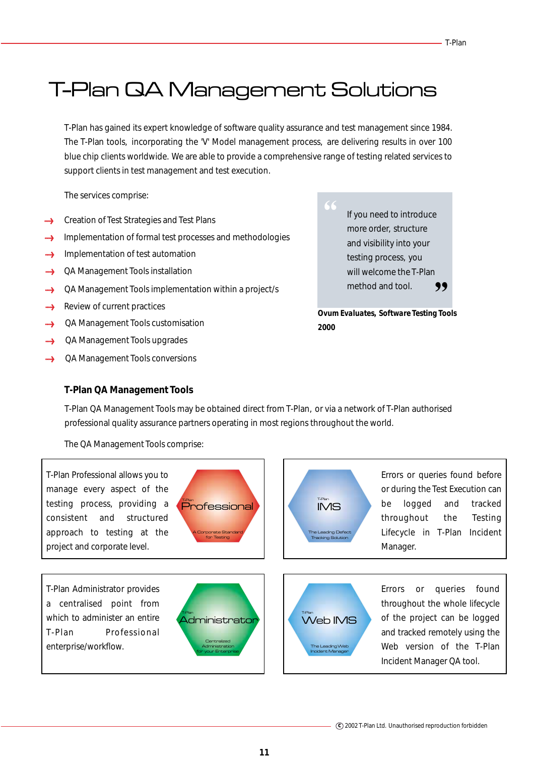# T-Plan QA Management Solutions

T-Plan has gained its expert knowledge of software quality assurance and test management since 1984. The T-Plan tools, incorporating the 'V' Model management process, are delivering results in over 100 blue chip clients worldwide. We are able to provide a comprehensive range of testing related services to support clients in test management and test execution.

The services comprise:

- Creation of Test Strategies and Test Plans
- Implementation of formal test processes and methodologies
- Implementation of test automation
- QA Management Tools installation
- QA Management Tools implementation within a project/s
- Review of current practices
- QA Management Tools customisation
- QA Management Tools upgrades
- QA Management Tools conversions

> "If you need to introduce more order, structure and visibility into your testing process, you will welcome the T-Plan method and tool."

**Ovum Evaluates, Software Testing Tools 2000**

### T-Plan QA Management Tools

T-Plan QA Management Tools may be obtained direct from T-Plan, or via a network of T-Plan authorised professional quality assurance partners operating in most regions throughout the world.

The QA Management Tools comprise:

T-Plan Professional allows you to manage every aspect of the testing process, providing a consistent and structured approach to testing at the project and corporate level.

T-Plan Professional — A Corporate Standard for Testing

T-Plan IMS — The Leading Defect Tracking Solution

Errors or queries found before or during the Test Execution can be logged and tracked throughout the Testing Lifecycle in T-Plan Incident Manager.

T-Plan Administrator provides a centralised point from which to administer an entire T-Plan Professional enterprise/workflow.

T-Plan Administrator — Centralized Administration for your Enterprise

T-Plan Web IMS — The Leading Web Incident Manager

Errors or queries found throughout the whole lifecycle of the project can be logged and tracked remotely using the Web version of the T-Plan Incident Manager QA tool.

© 2002 T-Plan Ltd. Unauthorised reproduction forbidden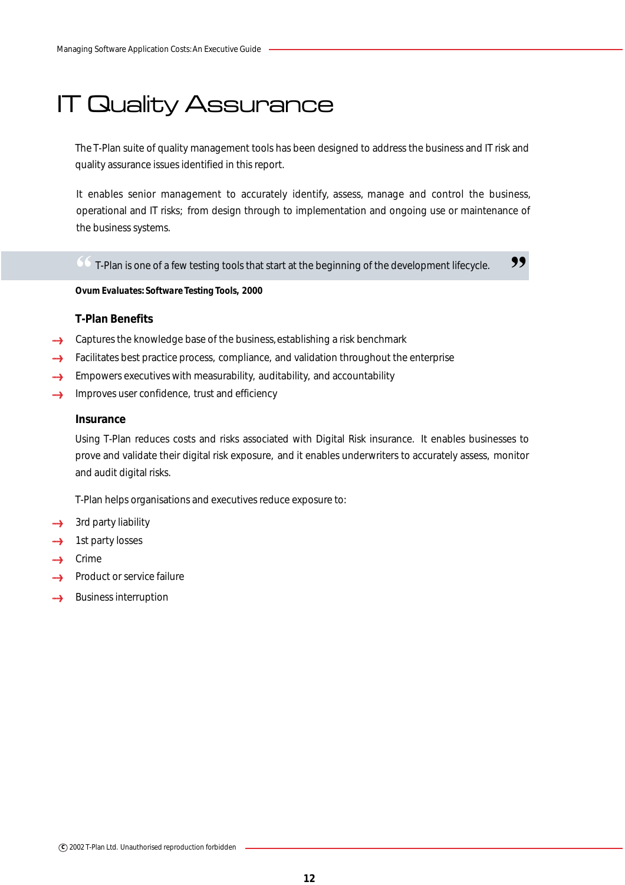# IT Quality Assurance

The T-Plan suite of quality management tools has been designed to address the business and IT risk and quality assurance issues identified in this report.

It enables senior management to accurately identify, assess, manage and control the business, operational and IT risks; from design through to implementation and ongoing use or maintenance of the business systems.

> "T-Plan is one of a few testing tools that start at the beginning of the development lifecycle."

**Ovum Evaluates: Software Testing Tools, 2000**

### T-Plan Benefits

- Captures the knowledge base of the business, establishing a risk benchmark
- Facilitates best practice process, compliance, and validation throughout the enterprise
- Empowers executives with measurability, auditability, and accountability
- Improves user confidence, trust and efficiency

### Insurance

Using T-Plan reduces costs and risks associated with Digital Risk insurance. It enables businesses to prove and validate their digital risk exposure, and it enables underwriters to accurately assess, monitor and audit digital risks.

T-Plan helps organisations and executives reduce exposure to:

- 3rd party liability
- 1st party losses
- Crime
- Product or service failure
- Business interruption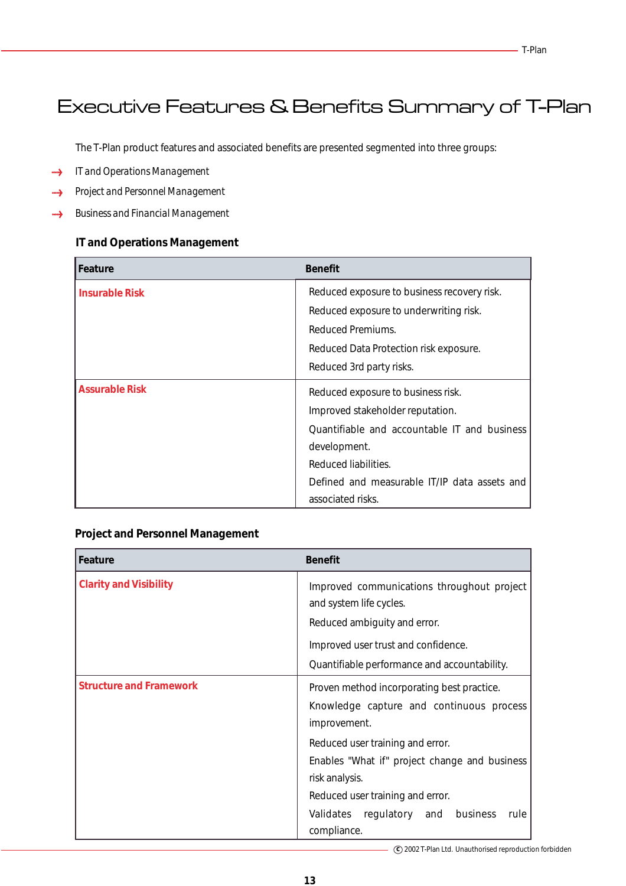# Executive Features & Benefits Summary of T-Plan

The T-Plan product features and associated benefits are presented segmented into three groups:

- IT and Operations Management
- Project and Personnel Management
- Business and Financial Management

### IT and Operations Management

| Feature | Benefit |
|---|---|
| **Insurable Risk** | Reduced exposure to business recovery risk.<br>Reduced exposure to underwriting risk.<br>Reduced Premiums.<br>Reduced Data Protection risk exposure.<br>Reduced 3rd party risks. |
| **Assurable Risk** | Reduced exposure to business risk.<br>Improved stakeholder reputation.<br>Quantifiable and accountable IT and business development.<br>Reduced liabilities.<br>Defined and measurable IT/IP data assets and associated risks. |

### Project and Personnel Management

| Feature | Benefit |
|---|---|
| **Clarity and Visibility** | Improved communications throughout project and system life cycles.<br>Reduced ambiguity and error.<br>Improved user trust and confidence.<br>Quantifiable performance and accountability. |
| **Structure and Framework** | Proven method incorporating best practice.<br>Knowledge capture and continuous process improvement.<br>Reduced user training and error.<br>Enables "What if" project change and business risk analysis.<br>Reduced user training and error.<br>Validates regulatory and business rule compliance. |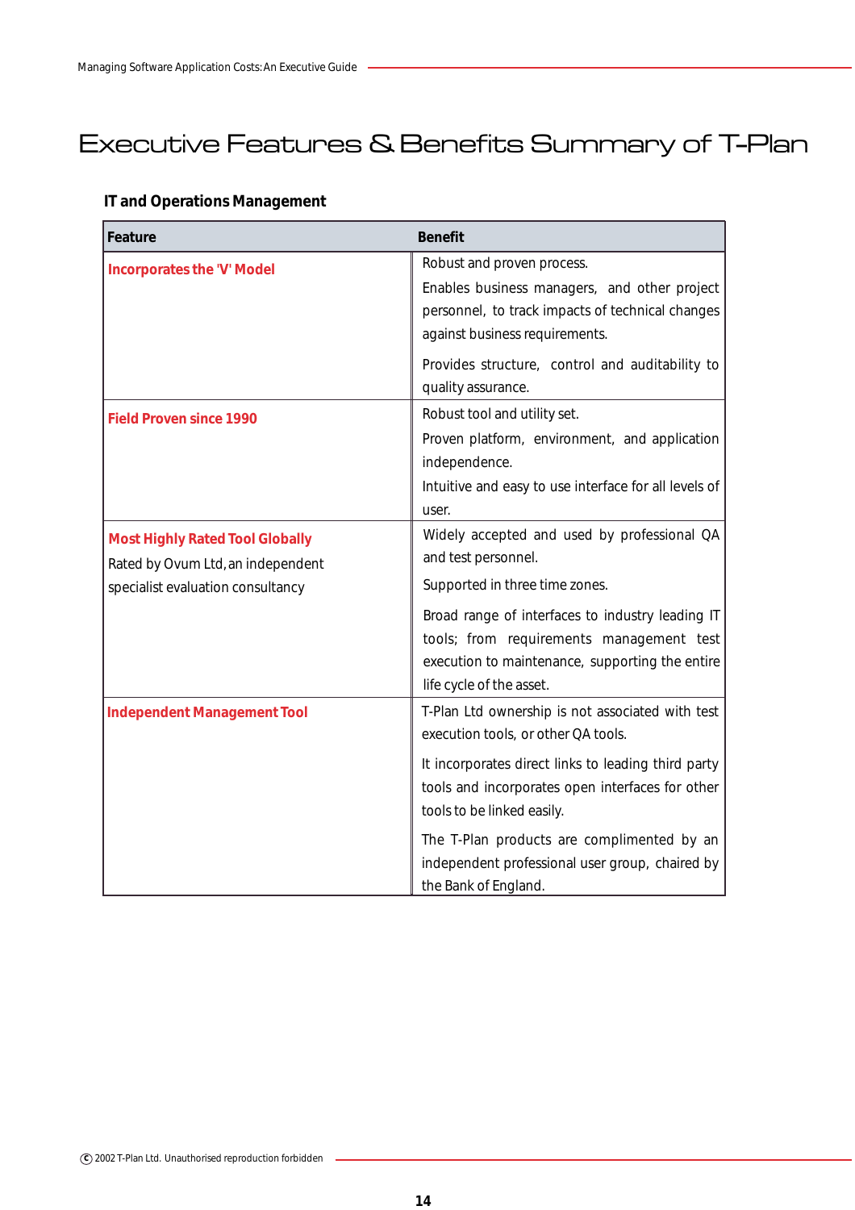# Executive Features & Benefits Summary of T-Plan

### IT and Operations Management

| Feature | Benefit |
|---|---|
| **Incorporates the 'V' Model** | Robust and proven process.<br>Enables business managers, and other project personnel, to track impacts of technical changes against business requirements.<br>Provides structure, control and auditability to quality assurance. |
| **Field Proven since 1990** | Robust tool and utility set.<br>Proven platform, environment, and application independence.<br>Intuitive and easy to use interface for all levels of user. |
| **Most Highly Rated Tool Globally**<br>Rated by Ovum Ltd, an independent specialist evaluation consultancy | Widely accepted and used by professional QA and test personnel.<br>Supported in three time zones.<br>Broad range of interfaces to industry leading IT tools; from requirements management test execution to maintenance, supporting the entire life cycle of the asset. |
| **Independent Management Tool** | T-Plan Ltd ownership is not associated with test execution tools, or other QA tools.<br>It incorporates direct links to leading third party tools and incorporates open interfaces for other tools to be linked easily.<br>The T-Plan products are complimented by an independent professional user group, chaired by the Bank of England. |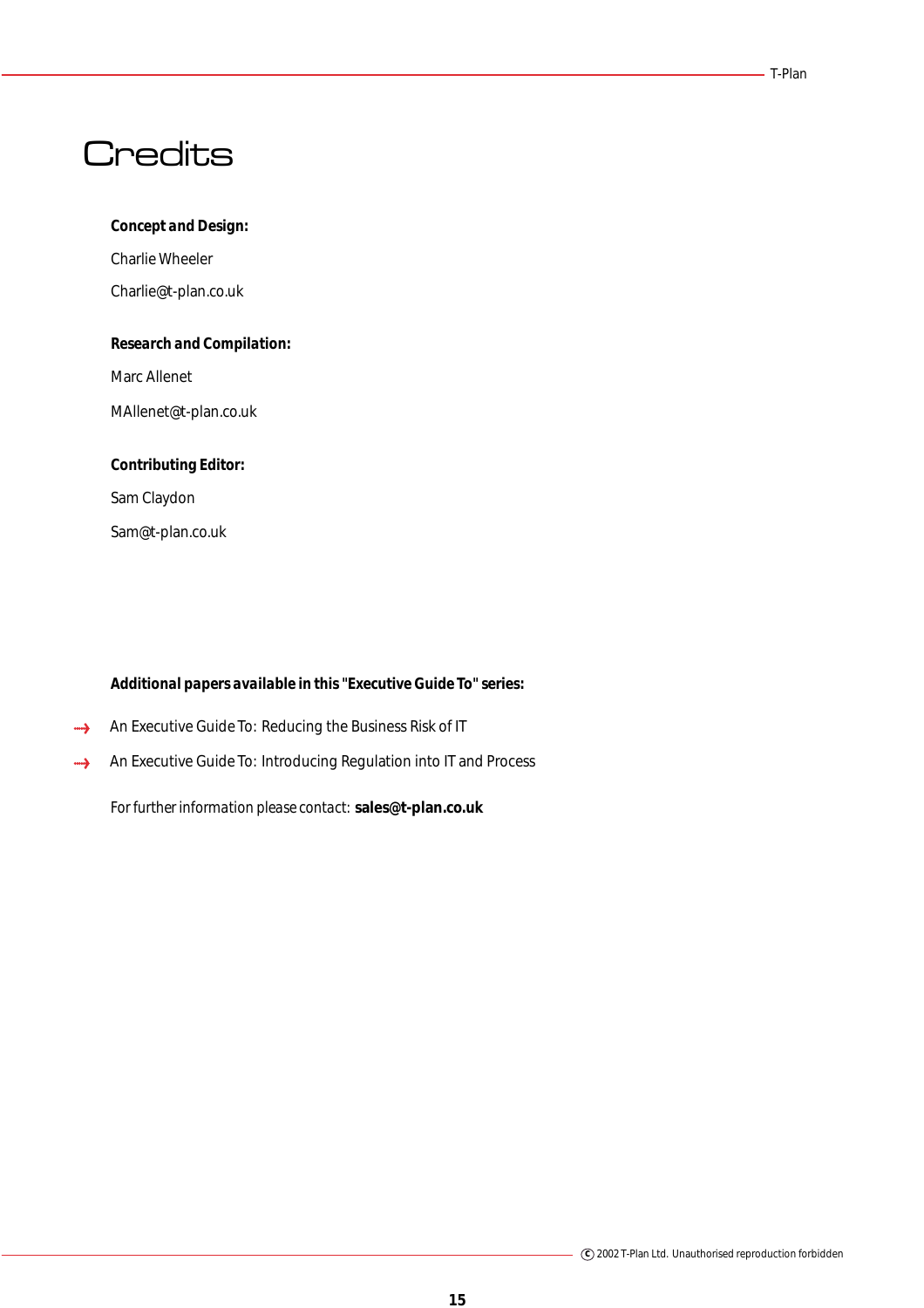# Credits

**Concept and Design:**

Charlie Wheeler

Charlie@t-plan.co.uk

**Research and Compilation:**

Marc Allenet

MAllenet@t-plan.co.uk

**Contributing Editor:**

Sam Claydon

Sam@t-plan.co.uk

**Additional papers available in this "Executive Guide To" series:**

- An Executive Guide To: Reducing the Business Risk of IT
- An Executive Guide To: Introducing Regulation into IT and Process

For further information please contact: **sales@t-plan.co.uk**

© 2002 T-Plan Ltd. Unauthorised reproduction forbidden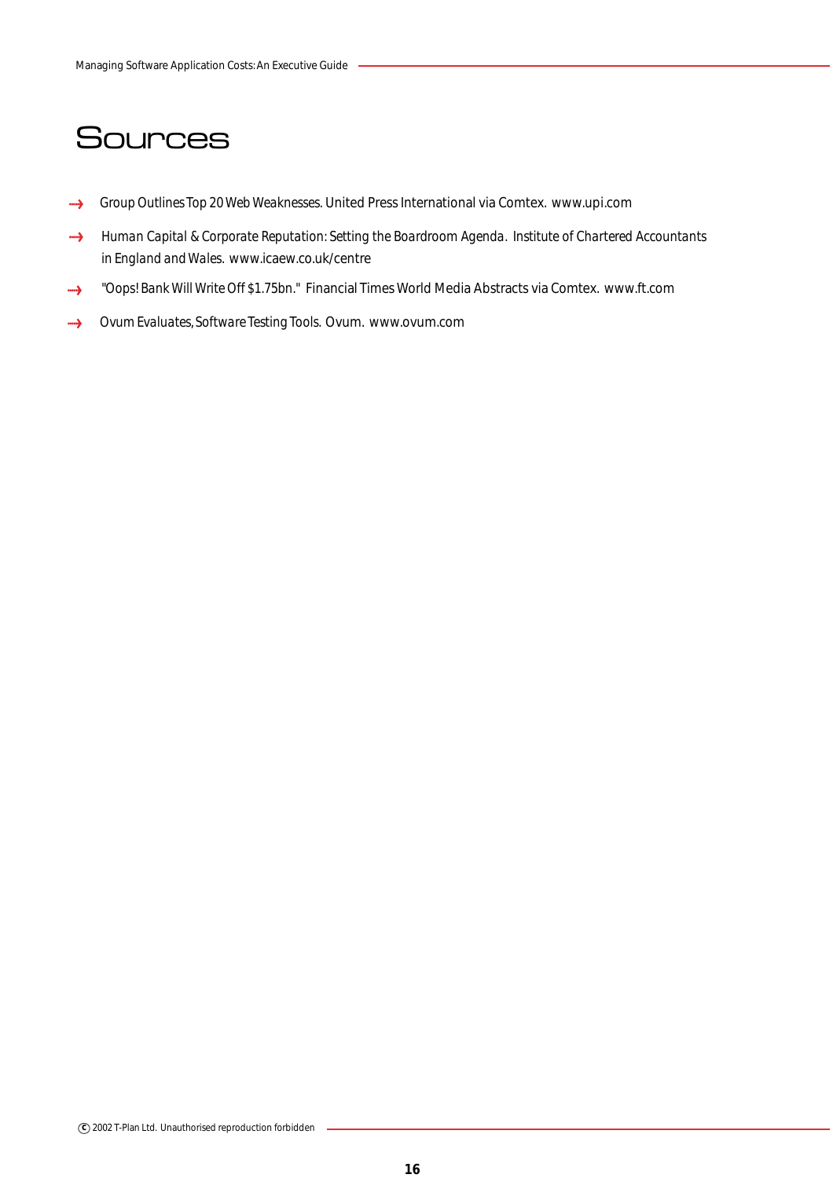# Sources

- Group Outlines Top 20 Web Weaknesses. United Press International via Comtex. www.upi.com
- Human Capital & Corporate Reputation: Setting the Boardroom Agenda. Institute of Chartered Accountants in England and Wales. www.icaew.co.uk/centre
- "Oops! Bank Will Write Off $1.75bn." Financial Times World Media Abstracts via Comtex. www.ft.com
- Ovum Evaluates, Software Testing Tools. Ovum. www.ovum.com